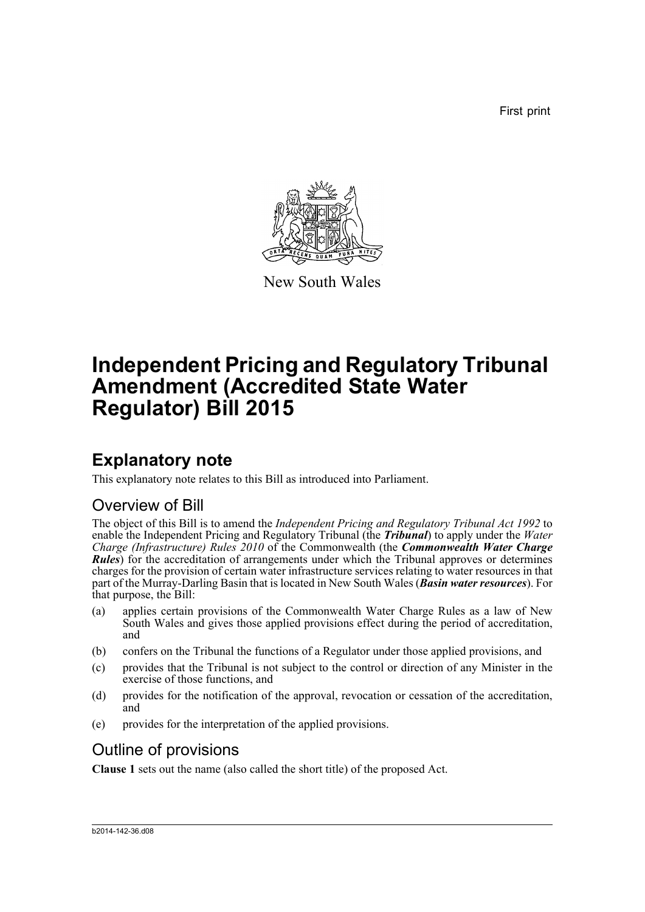First print

New South Wales

# Independent Pricing and Regulatory Tribunal Amendment (Accredited State Water Regulator) Bill 2015

## Explanatory note

This explanatory note relates to this Bill as introduced into Parliament.

### Overview of Bill

The object of this Bill is to amend the *Independent Pricing and Regulatory Tribunal Act 1992* to enable the Independent Pricing and Regulatory Tribunal (the ***Tribunal***) to apply under the *Water Charge (Infrastructure) Rules 2010* of the Commonwealth (the ***Commonwealth Water Charge Rules***) for the accreditation of arrangements under which the Tribunal approves or determines charges for the provision of certain water infrastructure services relating to water resources in that part of the Murray-Darling Basin that is located in New South Wales (***Basin water resources***). For that purpose, the Bill:

(a) applies certain provisions of the Commonwealth Water Charge Rules as a law of New South Wales and gives those applied provisions effect during the period of accreditation, and

(b) confers on the Tribunal the functions of a Regulator under those applied provisions, and

(c) provides that the Tribunal is not subject to the control or direction of any Minister in the exercise of those functions, and

(d) provides for the notification of the approval, revocation or cessation of the accreditation, and

(e) provides for the interpretation of the applied provisions.

### Outline of provisions

**Clause 1** sets out the name (also called the short title) of the proposed Act.

b2014-142-36.d08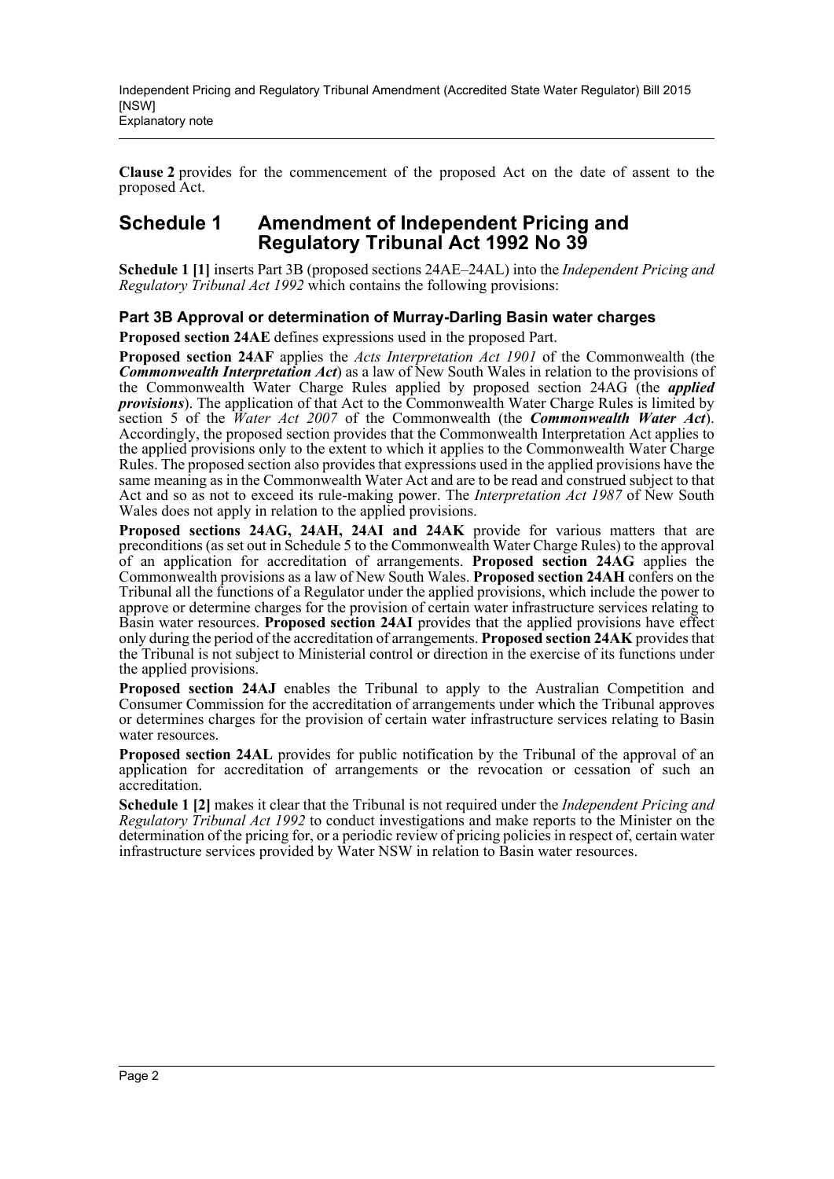**Clause 2** provides for the commencement of the proposed Act on the date of assent to the proposed Act.

## Schedule 1 Amendment of Independent Pricing and Regulatory Tribunal Act 1992 No 39

**Schedule 1 [1]** inserts Part 3B (proposed sections 24AE–24AL) into the *Independent Pricing and Regulatory Tribunal Act 1992* which contains the following provisions:

### Part 3B Approval or determination of Murray-Darling Basin water charges

**Proposed section 24AE** defines expressions used in the proposed Part.

**Proposed section 24AF** applies the *Acts Interpretation Act 1901* of the Commonwealth (the ***Commonwealth Interpretation Act***) as a law of New South Wales in relation to the provisions of the Commonwealth Water Charge Rules applied by proposed section 24AG (the ***applied provisions***). The application of that Act to the Commonwealth Water Charge Rules is limited by section 5 of the *Water Act 2007* of the Commonwealth (the ***Commonwealth Water Act***). Accordingly, the proposed section provides that the Commonwealth Interpretation Act applies to the applied provisions only to the extent to which it applies to the Commonwealth Water Charge Rules. The proposed section also provides that expressions used in the applied provisions have the same meaning as in the Commonwealth Water Act and are to be read and construed subject to that Act and so as not to exceed its rule-making power. The *Interpretation Act 1987* of New South Wales does not apply in relation to the applied provisions.

**Proposed sections 24AG, 24AH, 24AI and 24AK** provide for various matters that are preconditions (as set out in Schedule 5 to the Commonwealth Water Charge Rules) to the approval of an application for accreditation of arrangements. **Proposed section 24AG** applies the Commonwealth provisions as a law of New South Wales. **Proposed section 24AH** confers on the Tribunal all the functions of a Regulator under the applied provisions, which include the power to approve or determine charges for the provision of certain water infrastructure services relating to Basin water resources. **Proposed section 24AI** provides that the applied provisions have effect only during the period of the accreditation of arrangements. **Proposed section 24AK** provides that the Tribunal is not subject to Ministerial control or direction in the exercise of its functions under the applied provisions.

**Proposed section 24AJ** enables the Tribunal to apply to the Australian Competition and Consumer Commission for the accreditation of arrangements under which the Tribunal approves or determines charges for the provision of certain water infrastructure services relating to Basin water resources.

**Proposed section 24AL** provides for public notification by the Tribunal of the approval of an application for accreditation of arrangements or the revocation or cessation of such an accreditation.

**Schedule 1 [2]** makes it clear that the Tribunal is not required under the *Independent Pricing and Regulatory Tribunal Act 1992* to conduct investigations and make reports to the Minister on the determination of the pricing for, or a periodic review of pricing policies in respect of, certain water infrastructure services provided by Water NSW in relation to Basin water resources.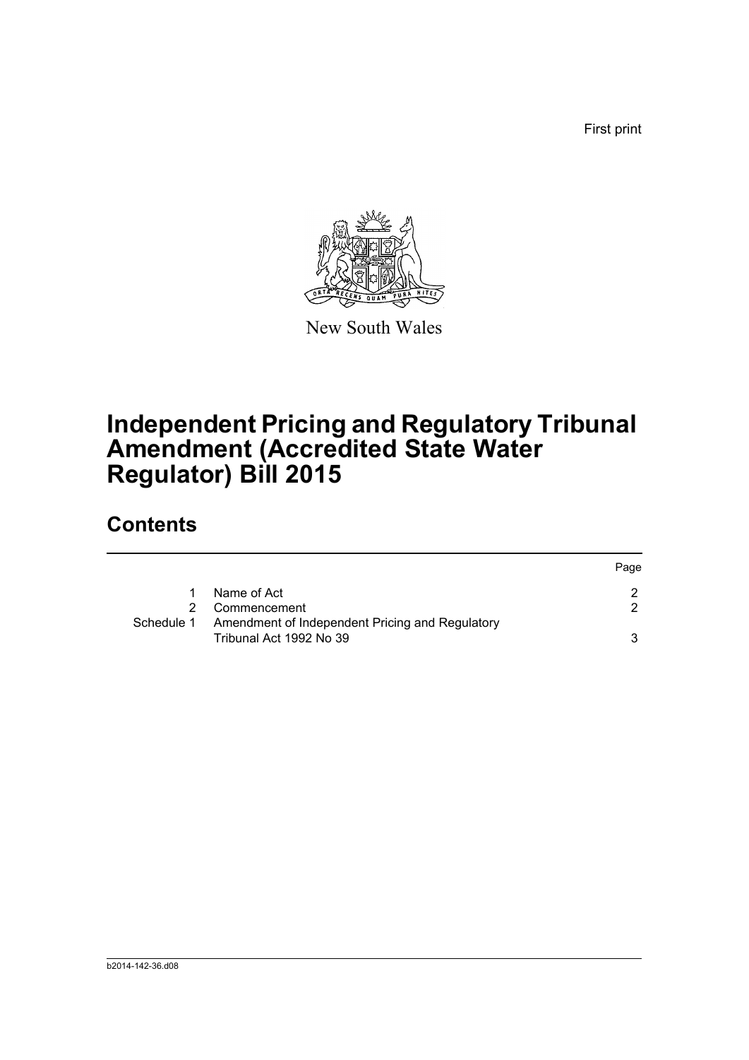First print

New South Wales

# Independent Pricing and Regulatory Tribunal Amendment (Accredited State Water Regulator) Bill 2015

## Contents

| | | Page |
|---|---|---|
| 1 | Name of Act | 2 |
| 2 | Commencement | 2 |
| Schedule 1 | Amendment of Independent Pricing and Regulatory Tribunal Act 1992 No 39 | 3 |

b2014-142-36.d08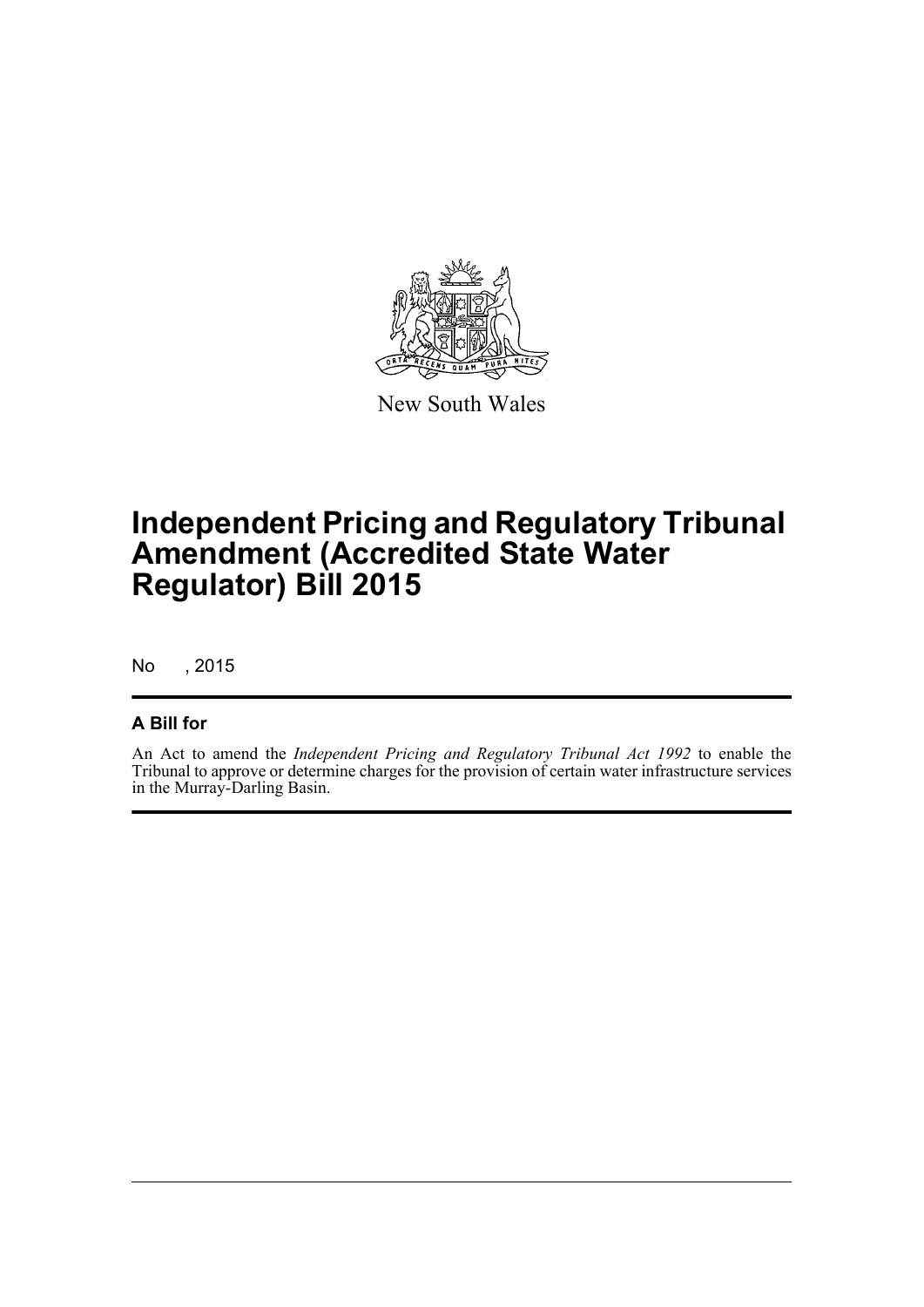New South Wales

# Independent Pricing and Regulatory Tribunal Amendment (Accredited State Water Regulator) Bill 2015

No , 2015

## A Bill for

An Act to amend the *Independent Pricing and Regulatory Tribunal Act 1992* to enable the Tribunal to approve or determine charges for the provision of certain water infrastructure services in the Murray-Darling Basin.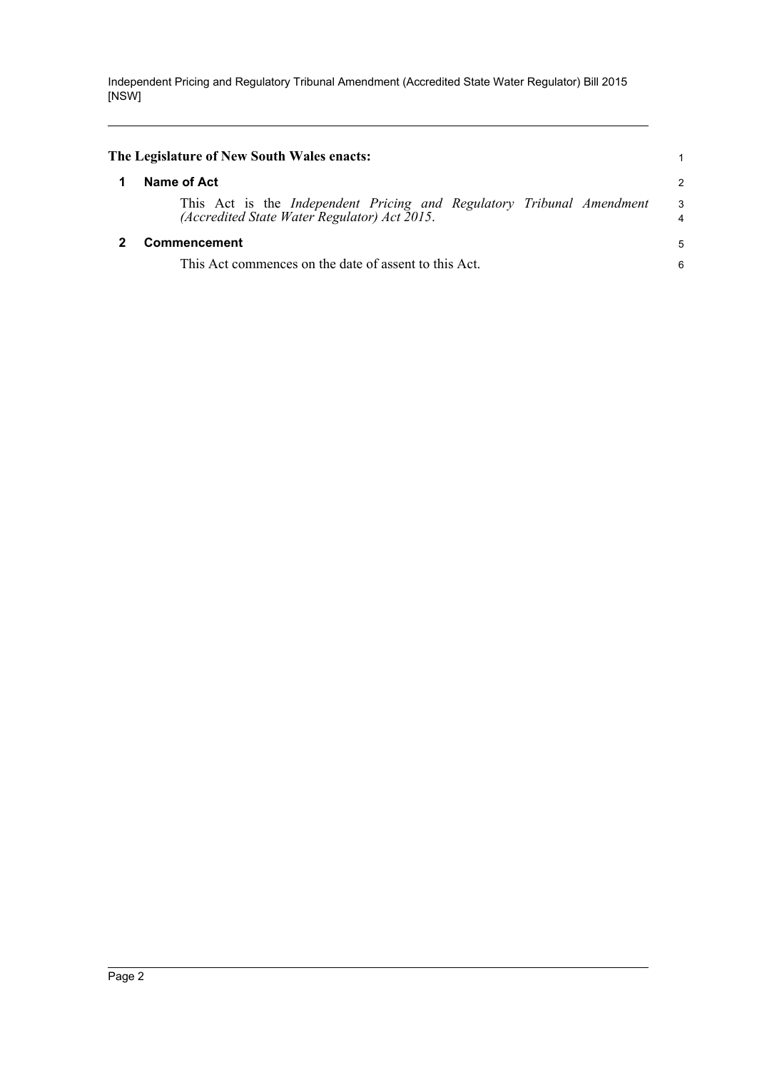**The Legislature of New South Wales enacts:**

## 1 Name of Act

This Act is the *Independent Pricing and Regulatory Tribunal Amendment (Accredited State Water Regulator) Act 2015*.

## 2 Commencement

This Act commences on the date of assent to this Act.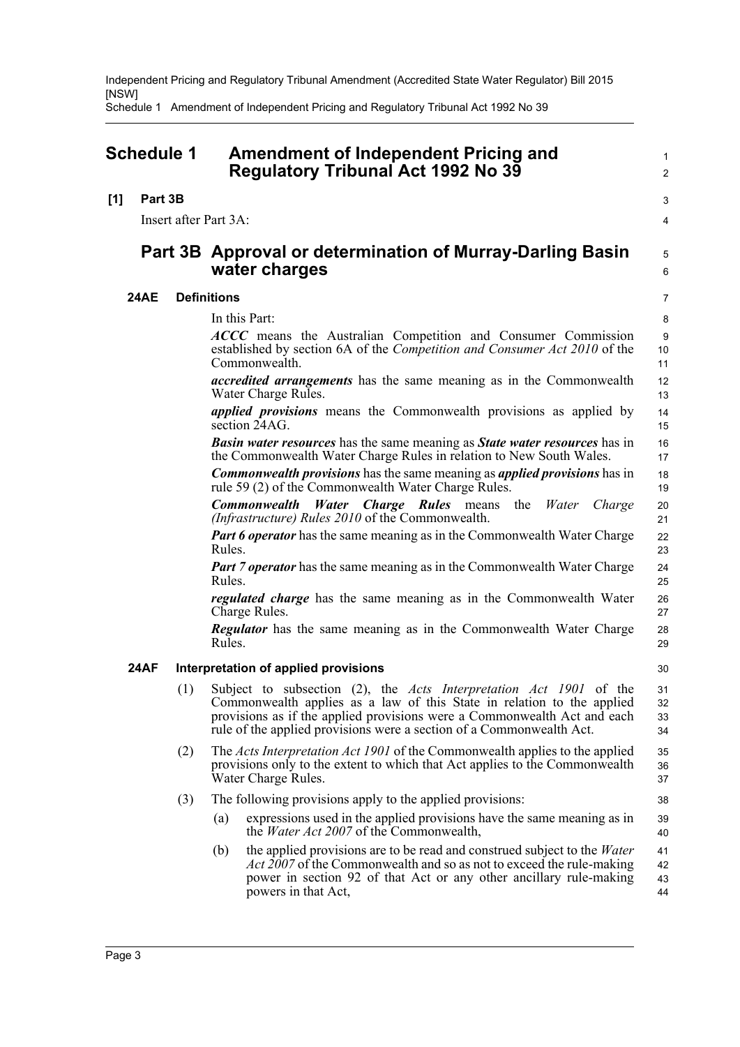## Schedule 1 Amendment of Independent Pricing and Regulatory Tribunal Act 1992 No 39

**[1] Part 3B**

Insert after Part 3A:

### Part 3B Approval or determination of Murray-Darling Basin water charges

#### 24AE Definitions

In this Part:

***ACCC*** means the Australian Competition and Consumer Commission established by section 6A of the *Competition and Consumer Act 2010* of the Commonwealth.

***accredited arrangements*** has the same meaning as in the Commonwealth Water Charge Rules.

***applied provisions*** means the Commonwealth provisions as applied by section 24AG.

***Basin water resources*** has the same meaning as ***State water resources*** has in the Commonwealth Water Charge Rules in relation to New South Wales.

***Commonwealth provisions*** has the same meaning as ***applied provisions*** has in rule 59 (2) of the Commonwealth Water Charge Rules.

***Commonwealth Water Charge Rules*** means the *Water Charge (Infrastructure) Rules 2010* of the Commonwealth.

***Part 6 operator*** has the same meaning as in the Commonwealth Water Charge Rules.

***Part 7 operator*** has the same meaning as in the Commonwealth Water Charge Rules.

***regulated charge*** has the same meaning as in the Commonwealth Water Charge Rules.

***Regulator*** has the same meaning as in the Commonwealth Water Charge Rules.

#### 24AF Interpretation of applied provisions

(1) Subject to subsection (2), the *Acts Interpretation Act 1901* of the Commonwealth applies as a law of this State in relation to the applied provisions as if the applied provisions were a Commonwealth Act and each rule of the applied provisions were a section of a Commonwealth Act.

(2) The *Acts Interpretation Act 1901* of the Commonwealth applies to the applied provisions only to the extent to which that Act applies to the Commonwealth Water Charge Rules.

(3) The following provisions apply to the applied provisions:

(a) expressions used in the applied provisions have the same meaning as in the *Water Act 2007* of the Commonwealth,

(b) the applied provisions are to be read and construed subject to the *Water Act 2007* of the Commonwealth and so as not to exceed the rule-making power in section 92 of that Act or any other ancillary rule-making powers in that Act,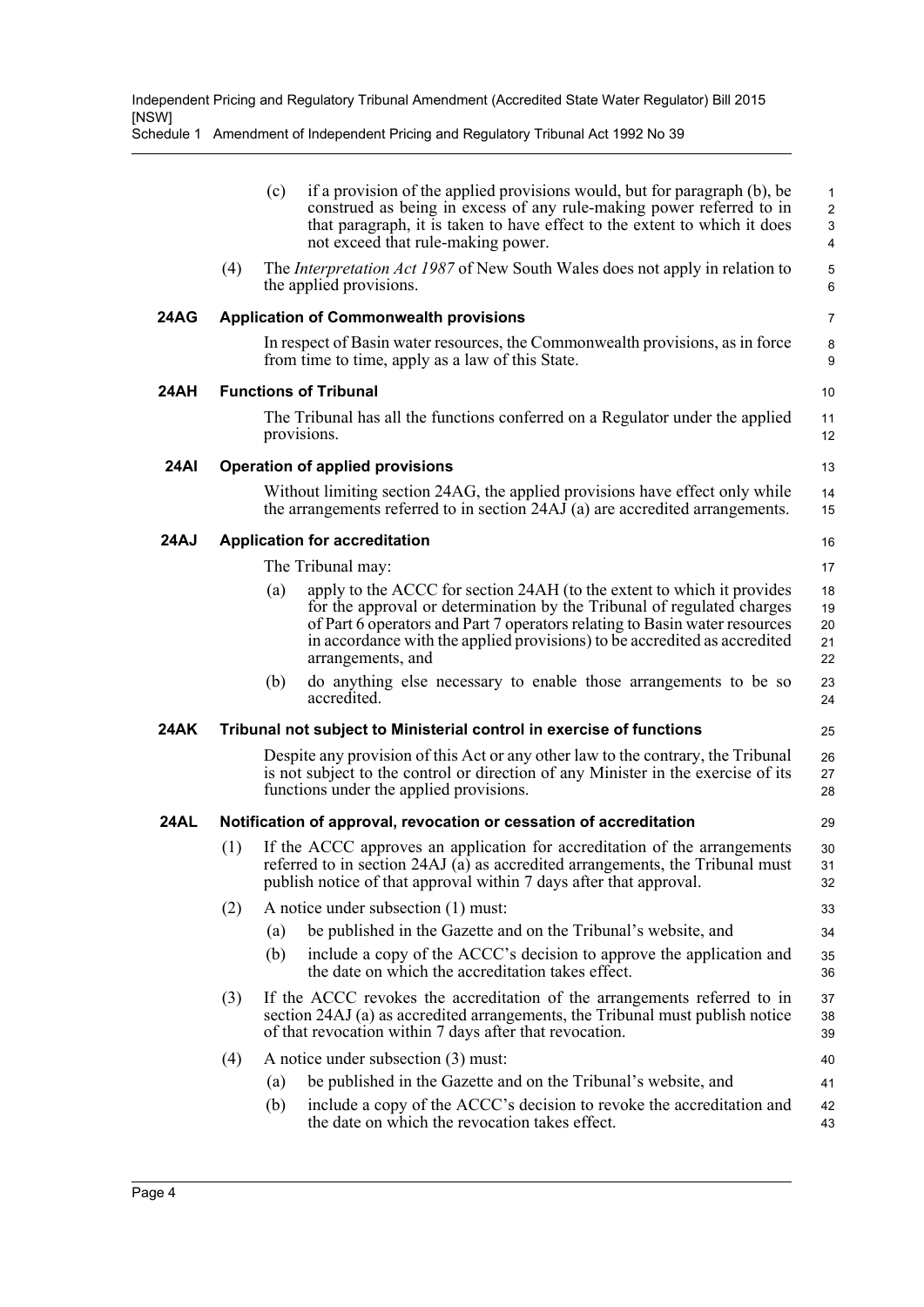(c) if a provision of the applied provisions would, but for paragraph (b), be construed as being in excess of any rule-making power referred to in that paragraph, it is taken to have effect to the extent to which it does not exceed that rule-making power.

(4) The *Interpretation Act 1987* of New South Wales does not apply in relation to the applied provisions.

**24AG Application of Commonwealth provisions**

In respect of Basin water resources, the Commonwealth provisions, as in force from time to time, apply as a law of this State.

**24AH Functions of Tribunal**

The Tribunal has all the functions conferred on a Regulator under the applied provisions.

**24AI Operation of applied provisions**

Without limiting section 24AG, the applied provisions have effect only while the arrangements referred to in section 24AJ (a) are accredited arrangements.

**24AJ Application for accreditation**

The Tribunal may:

(a) apply to the ACCC for section 24AH (to the extent to which it provides for the approval or determination by the Tribunal of regulated charges of Part 6 operators and Part 7 operators relating to Basin water resources in accordance with the applied provisions) to be accredited as accredited arrangements, and

(b) do anything else necessary to enable those arrangements to be so accredited.

**24AK Tribunal not subject to Ministerial control in exercise of functions**

Despite any provision of this Act or any other law to the contrary, the Tribunal is not subject to the control or direction of any Minister in the exercise of its functions under the applied provisions.

**24AL Notification of approval, revocation or cessation of accreditation**

(1) If the ACCC approves an application for accreditation of the arrangements referred to in section 24AJ (a) as accredited arrangements, the Tribunal must publish notice of that approval within 7 days after that approval.

(2) A notice under subsection (1) must:

(a) be published in the Gazette and on the Tribunal's website, and

(b) include a copy of the ACCC's decision to approve the application and the date on which the accreditation takes effect.

(3) If the ACCC revokes the accreditation of the arrangements referred to in section 24AJ (a) as accredited arrangements, the Tribunal must publish notice of that revocation within 7 days after that revocation.

(4) A notice under subsection (3) must:

(a) be published in the Gazette and on the Tribunal's website, and

(b) include a copy of the ACCC's decision to revoke the accreditation and the date on which the revocation takes effect.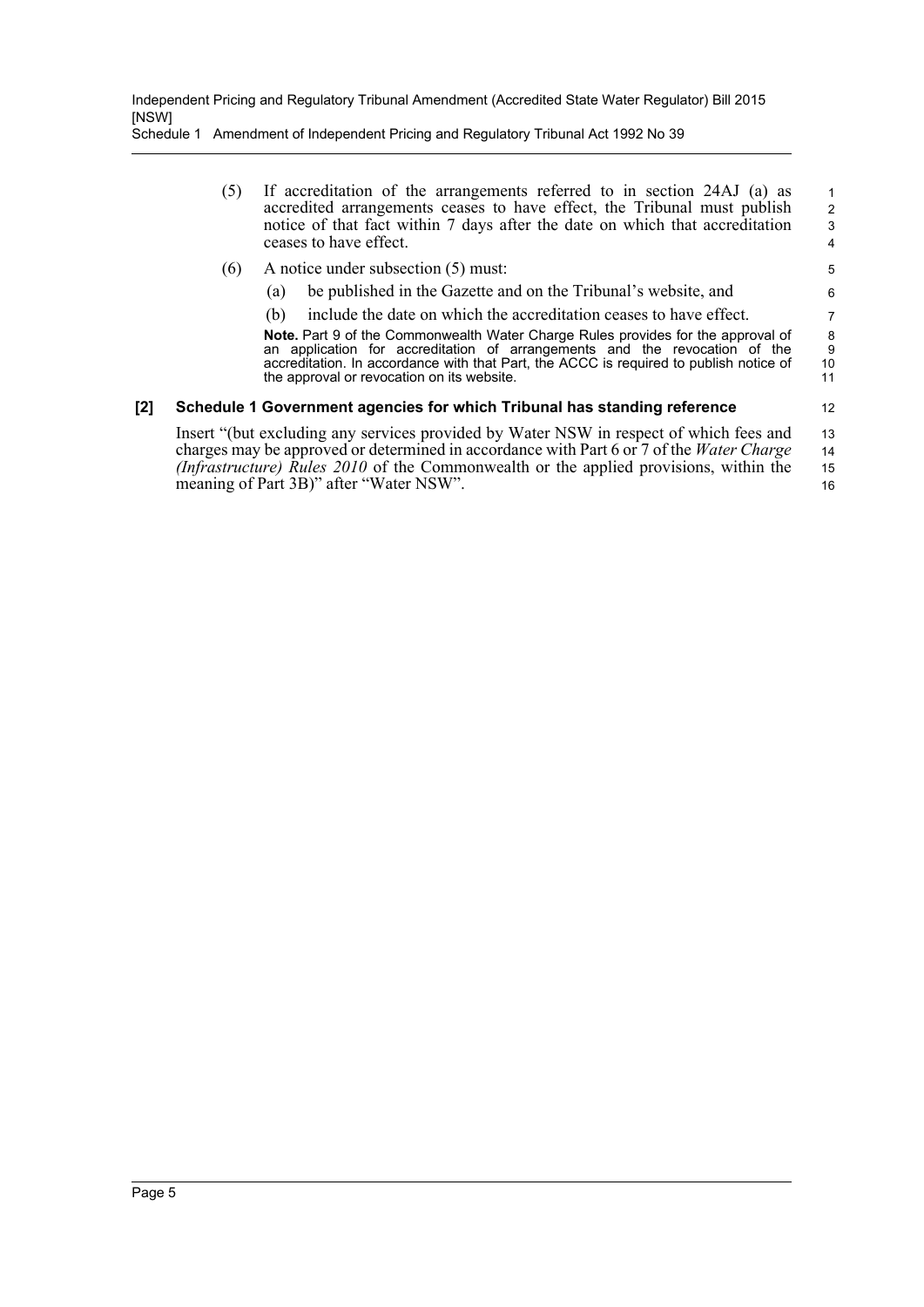(5) If accreditation of the arrangements referred to in section 24AJ (a) as accredited arrangements ceases to have effect, the Tribunal must publish notice of that fact within 7 days after the date on which that accreditation ceases to have effect.

(6) A notice under subsection (5) must:

(a) be published in the Gazette and on the Tribunal's website, and

(b) include the date on which the accreditation ceases to have effect.

**Note.** Part 9 of the Commonwealth Water Charge Rules provides for the approval of an application for accreditation of arrangements and the revocation of the accreditation. In accordance with that Part, the ACCC is required to publish notice of the approval or revocation on its website.

### [2] Schedule 1 Government agencies for which Tribunal has standing reference

Insert "(but excluding any services provided by Water NSW in respect of which fees and charges may be approved or determined in accordance with Part 6 or 7 of the *Water Charge (Infrastructure) Rules 2010* of the Commonwealth or the applied provisions, within the meaning of Part 3B)" after "Water NSW".